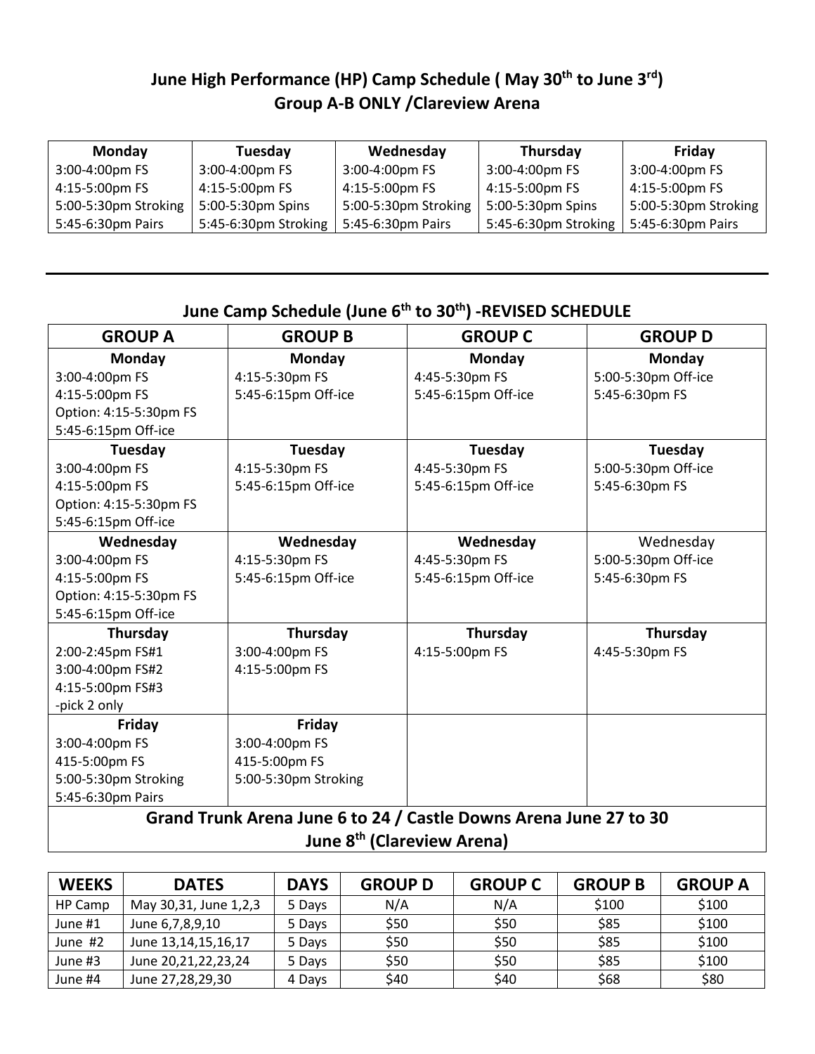## June High Performance (HP) Camp Schedule ( May 30th to June 3rd) Group A-B ONLY /Clareview Arena

| Monday | Tuesday | Wednesday | Thursday | Friday |
|---|---|---|---|---|
| 3:00-4:00pm FS | 3:00-4:00pm FS | 3:00-4:00pm FS | 3:00-4:00pm FS | 3:00-4:00pm FS |
| 4:15-5:00pm FS | 4:15-5:00pm FS | 4:15-5:00pm FS | 4:15-5:00pm FS | 4:15-5:00pm FS |
| 5:00-5:30pm Stroking | 5:00-5:30pm Spins | 5:00-5:30pm Stroking | 5:00-5:30pm Spins | 5:00-5:30pm Stroking |
| 5:45-6:30pm Pairs | 5:45-6:30pm Stroking | 5:45-6:30pm Pairs | 5:45-6:30pm Stroking | 5:45-6:30pm Pairs |

---

## June Camp Schedule (June 6th to 30th) -REVISED SCHEDULE

| GROUP A | GROUP B | GROUP C | GROUP D |
|---|---|---|---|
| **Monday**<br>3:00-4:00pm FS<br>4:15-5:00pm FS<br>Option: 4:15-5:30pm FS<br>5:45-6:15pm Off-ice | **Monday**<br>4:15-5:30pm FS<br>5:45-6:15pm Off-ice | **Monday**<br>4:45-5:30pm FS<br>5:45-6:15pm Off-ice | **Monday**<br>5:00-5:30pm Off-ice<br>5:45-6:30pm FS |
| **Tuesday**<br>3:00-4:00pm FS<br>4:15-5:00pm FS<br>Option: 4:15-5:30pm FS<br>5:45-6:15pm Off-ice | **Tuesday**<br>4:15-5:30pm FS<br>5:45-6:15pm Off-ice | **Tuesday**<br>4:45-5:30pm FS<br>5:45-6:15pm Off-ice | **Tuesday**<br>5:00-5:30pm Off-ice<br>5:45-6:30pm FS |
| **Wednesday**<br>3:00-4:00pm FS<br>4:15-5:00pm FS<br>Option: 4:15-5:30pm FS<br>5:45-6:15pm Off-ice | **Wednesday**<br>4:15-5:30pm FS<br>5:45-6:15pm Off-ice | **Wednesday**<br>4:45-5:30pm FS<br>5:45-6:15pm Off-ice | Wednesday<br>5:00-5:30pm Off-ice<br>5:45-6:30pm FS |
| **Thursday**<br>2:00-2:45pm FS#1<br>3:00-4:00pm FS#2<br>4:15-5:00pm FS#3<br>-pick 2 only | **Thursday**<br>3:00-4:00pm FS<br>4:15-5:00pm FS | **Thursday**<br>4:15-5:00pm FS | **Thursday**<br>4:45-5:30pm FS |
| **Friday**<br>3:00-4:00pm FS<br>415-5:00pm FS<br>5:00-5:30pm Stroking<br>5:45-6:30pm Pairs | **Friday**<br>3:00-4:00pm FS<br>415-5:00pm FS<br>5:00-5:30pm Stroking | | |
| **Grand Trunk Arena June 6 to 24 / Castle Downs Arena June 27 to 30<br>June 8th (Clareview Arena)** | | | |

| WEEKS | DATES | DAYS | GROUP D | GROUP C | GROUP B | GROUP A |
|---|---|---|---|---|---|---|
| HP Camp | May 30,31, June 1,2,3 | 5 Days | N/A | N/A | $100 | $100 |
| June #1 | June 6,7,8,9,10 | 5 Days | $50 | $50 | $85 | $100 |
| June #2 | June 13,14,15,16,17 | 5 Days | $50 | $50 | $85 | $100 |
| June #3 | June 20,21,22,23,24 | 5 Days | $50 | $50 | $85 | $100 |
| June #4 | June 27,28,29,30 | 4 Days | $40 | $40 | $68 | $80 |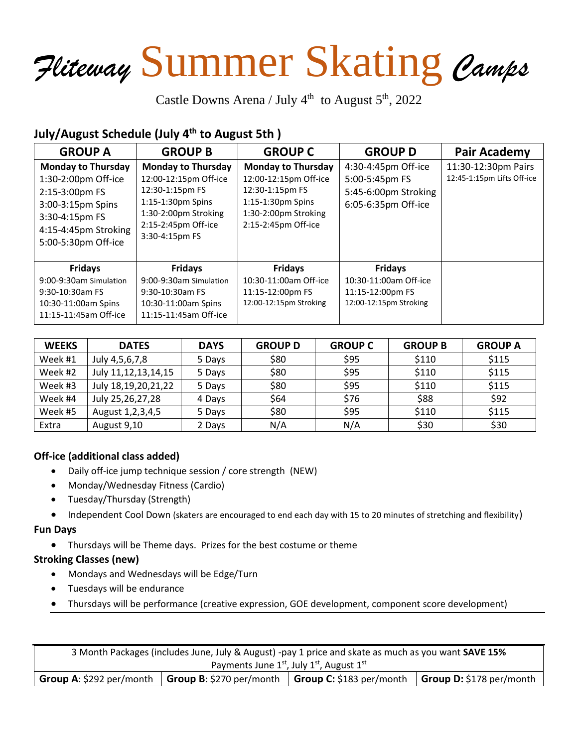# *Fliteway* Summer Skating *Camps*

Castle Downs Arena / July 4th to August 5th, 2022

## July/August Schedule (July 4th to August 5th )

| GROUP A | GROUP B | GROUP C | GROUP D | Pair Academy |
|---|---|---|---|---|
| **Monday to Thursday**<br>1:30-2:00pm Off-ice<br>2:15-3:00pm FS<br>3:00-3:15pm Spins<br>3:30-4:15pm FS<br>4:15-4:45pm Stroking<br>5:00-5:30pm Off-ice | **Monday to Thursday**<br>12:00-12:15pm Off-ice<br>12:30-1:15pm FS<br>1:15-1:30pm Spins<br>1:30-2:00pm Stroking<br>2:15-2:45pm Off-ice<br>3:30-4:15pm FS | **Monday to Thursday**<br>12:00-12:15pm Off-ice<br>12:30-1:15pm FS<br>1:15-1:30pm Spins<br>1:30-2:00pm Stroking<br>2:15-2:45pm Off-ice | 4:30-4:45pm Off-ice<br>5:00-5:45pm FS<br>5:45-6:00pm Stroking<br>6:05-6:35pm Off-ice | 11:30-12:30pm Pairs<br>12:45-1:15pm Lifts Off-ice |
| **Fridays**<br>9:00-9:30am Simulation<br>9:30-10:30am FS<br>10:30-11:00am Spins<br>11:15-11:45am Off-ice | **Fridays**<br>9:00-9:30am Simulation<br>9:30-10:30am FS<br>10:30-11:00am Spins<br>11:15-11:45am Off-ice | **Fridays**<br>10:30-11:00am Off-ice<br>11:15-12:00pm FS<br>12:00-12:15pm Stroking | **Fridays**<br>10:30-11:00am Off-ice<br>11:15-12:00pm FS<br>12:00-12:15pm Stroking | |

| WEEKS | DATES | DAYS | GROUP D | GROUP C | GROUP B | GROUP A |
|---|---|---|---|---|---|---|
| Week #1 | July 4,5,6,7,8 | 5 Days | $80 | $95 | $110 | $115 |
| Week #2 | July 11,12,13,14,15 | 5 Days | $80 | $95 | $110 | $115 |
| Week #3 | July 18,19,20,21,22 | 5 Days | $80 | $95 | $110 | $115 |
| Week #4 | July 25,26,27,28 | 4 Days | $64 | $76 | $88 | $92 |
| Week #5 | August 1,2,3,4,5 | 5 Days | $80 | $95 | $110 | $115 |
| Extra | August 9,10 | 2 Days | N/A | N/A | $30 | $30 |

**Off-ice (additional class added)**

- Daily off-ice jump technique session / core strength (NEW)
- Monday/Wednesday Fitness (Cardio)
- Tuesday/Thursday (Strength)
- Independent Cool Down (skaters are encouraged to end each day with 15 to 20 minutes of stretching and flexibility)

**Fun Days**

- Thursdays will be Theme days. Prizes for the best costume or theme

**Stroking Classes (new)**

- Mondays and Wednesdays will be Edge/Turn
- Tuesdays will be endurance
- Thursdays will be performance (creative expression, GOE development, component score development)

| 3 Month Packages (includes June, July & August) -pay 1 price and skate as much as you want **SAVE 15%**<br>Payments June 1st, July 1st, August 1st | | | |
|---|---|---|---|
| **Group A**: $292 per/month | **Group B**: $270 per/month | **Group C:** $183 per/month | **Group D:** $178 per/month |